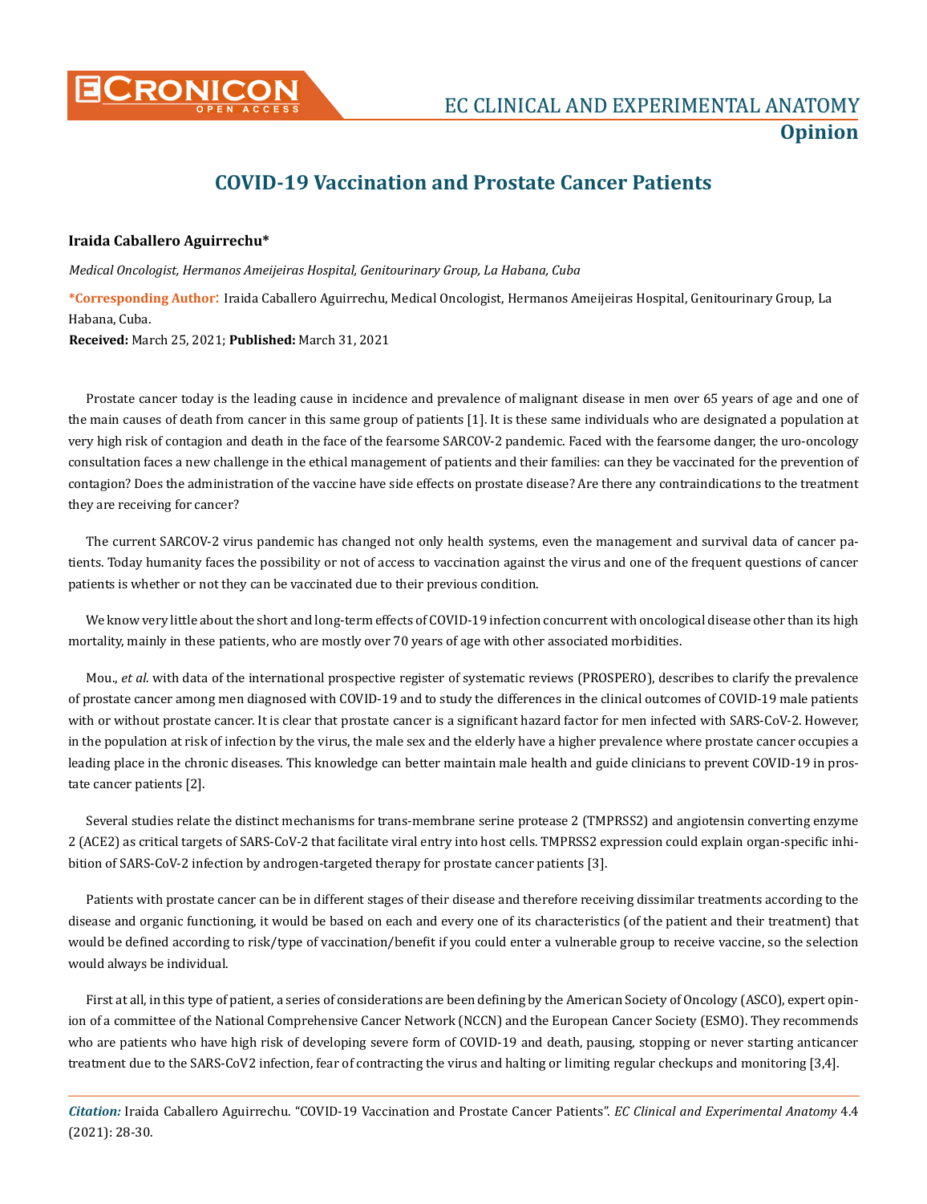# COVID-19 Vaccination and Prostate Cancer Patients

**Iraida Caballero Aguirrechu***

*Medical Oncologist, Hermanos Ameijeiras Hospital, Genitourinary Group, La Habana, Cuba*

**\*Corresponding Author**: Iraida Caballero Aguirrechu, Medical Oncologist, Hermanos Ameijeiras Hospital, Genitourinary Group, La Habana, Cuba.

**Received:** March 25, 2021; **Published:** March 31, 2021

Prostate cancer today is the leading cause in incidence and prevalence of malignant disease in men over 65 years of age and one of the main causes of death from cancer in this same group of patients [1]. It is these same individuals who are designated a population at very high risk of contagion and death in the face of the fearsome SARCOV-2 pandemic. Faced with the fearsome danger, the uro-oncology consultation faces a new challenge in the ethical management of patients and their families: can they be vaccinated for the prevention of contagion? Does the administration of the vaccine have side effects on prostate disease? Are there any contraindications to the treatment they are receiving for cancer?

The current SARCOV-2 virus pandemic has changed not only health systems, even the management and survival data of cancer patients. Today humanity faces the possibility or not of access to vaccination against the virus and one of the frequent questions of cancer patients is whether or not they can be vaccinated due to their previous condition.

We know very little about the short and long-term effects of COVID-19 infection concurrent with oncological disease other than its high mortality, mainly in these patients, who are mostly over 70 years of age with other associated morbidities.

Mou., *et al*. with data of the international prospective register of systematic reviews (PROSPERO), describes to clarify the prevalence of prostate cancer among men diagnosed with COVID-19 and to study the differences in the clinical outcomes of COVID-19 male patients with or without prostate cancer. It is clear that prostate cancer is a significant hazard factor for men infected with SARS-CoV-2. However, in the population at risk of infection by the virus, the male sex and the elderly have a higher prevalence where prostate cancer occupies a leading place in the chronic diseases. This knowledge can better maintain male health and guide clinicians to prevent COVID-19 in prostate cancer patients [2].

Several studies relate the distinct mechanisms for trans-membrane serine protease 2 (TMPRSS2) and angiotensin converting enzyme 2 (ACE2) as critical targets of SARS-CoV-2 that facilitate viral entry into host cells. TMPRSS2 expression could explain organ-specific inhibition of SARS-CoV-2 infection by androgen-targeted therapy for prostate cancer patients [3].

Patients with prostate cancer can be in different stages of their disease and therefore receiving dissimilar treatments according to the disease and organic functioning, it would be based on each and every one of its characteristics (of the patient and their treatment) that would be defined according to risk/type of vaccination/benefit if you could enter a vulnerable group to receive vaccine, so the selection would always be individual.

First at all, in this type of patient, a series of considerations are been defining by the American Society of Oncology (ASCO), expert opinion of a committee of the National Comprehensive Cancer Network (NCCN) and the European Cancer Society (ESMO). They recommends who are patients who have high risk of developing severe form of COVID-19 and death, pausing, stopping or never starting anticancer treatment due to the SARS-CoV2 infection, fear of contracting the virus and halting or limiting regular checkups and monitoring [3,4].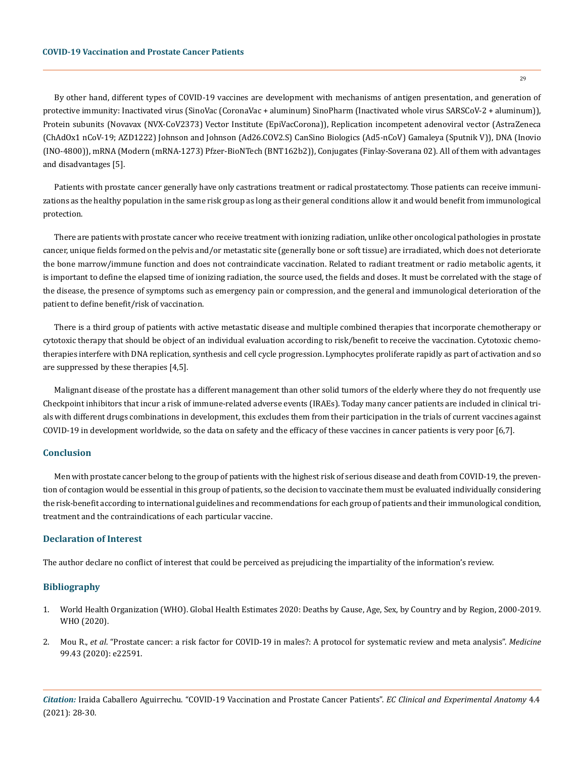By other hand, different types of COVID-19 vaccines are development with mechanisms of antigen presentation, and generation of protective immunity: Inactivated virus (SinoVac (CoronaVac + aluminum) SinoPharm (Inactivated whole virus SARSCoV-2 + aluminum)), Protein subunits (Novavax (NVX-CoV2373) Vector Institute (EpiVacCorona)), Replication incompetent adenoviral vector (AstraZeneca (ChAdOx1 nCoV-19; AZD1222) Johnson and Johnson (Ad26.COV2.S) CanSino Biologics (Ad5-nCoV) Gamaleya (Sputnik V)), DNA (Inovio (INO-4800)), mRNA (Modern (mRNA-1273) Pfzer-BioNTech (BNT162b2)), Conjugates (Finlay-Soverana 02). All of them with advantages and disadvantages [5].

Patients with prostate cancer generally have only castrations treatment or radical prostatectomy. Those patients can receive immunizations as the healthy population in the same risk group as long as their general conditions allow it and would benefit from immunological protection.

There are patients with prostate cancer who receive treatment with ionizing radiation, unlike other oncological pathologies in prostate cancer, unique fields formed on the pelvis and/or metastatic site (generally bone or soft tissue) are irradiated, which does not deteriorate the bone marrow/immune function and does not contraindicate vaccination. Related to radiant treatment or radio metabolic agents, it is important to define the elapsed time of ionizing radiation, the source used, the fields and doses. It must be correlated with the stage of the disease, the presence of symptoms such as emergency pain or compression, and the general and immunological deterioration of the patient to define benefit/risk of vaccination.

There is a third group of patients with active metastatic disease and multiple combined therapies that incorporate chemotherapy or cytotoxic therapy that should be object of an individual evaluation according to risk/benefit to receive the vaccination. Cytotoxic chemotherapies interfere with DNA replication, synthesis and cell cycle progression. Lymphocytes proliferate rapidly as part of activation and so are suppressed by these therapies [4,5].

Malignant disease of the prostate has a different management than other solid tumors of the elderly where they do not frequently use Checkpoint inhibitors that incur a risk of immune-related adverse events (IRAEs). Today many cancer patients are included in clinical trials with different drugs combinations in development, this excludes them from their participation in the trials of current vaccines against COVID-19 in development worldwide, so the data on safety and the efficacy of these vaccines in cancer patients is very poor [6,7].

## Conclusion

Men with prostate cancer belong to the group of patients with the highest risk of serious disease and death from COVID-19, the prevention of contagion would be essential in this group of patients, so the decision to vaccinate them must be evaluated individually considering the risk-benefit according to international guidelines and recommendations for each group of patients and their immunological condition, treatment and the contraindications of each particular vaccine.

## Declaration of Interest

The author declare no conflict of interest that could be perceived as prejudicing the impartiality of the information's review.

## Bibliography

1. World Health Organization (WHO). Global Health Estimates 2020: Deaths by Cause, Age, Sex, by Country and by Region, 2000-2019. WHO (2020).
2. Mou R., *et al*. "Prostate cancer: a risk factor for COVID-19 in males?: A protocol for systematic review and meta analysis". *Medicine* 99.43 (2020): e22591.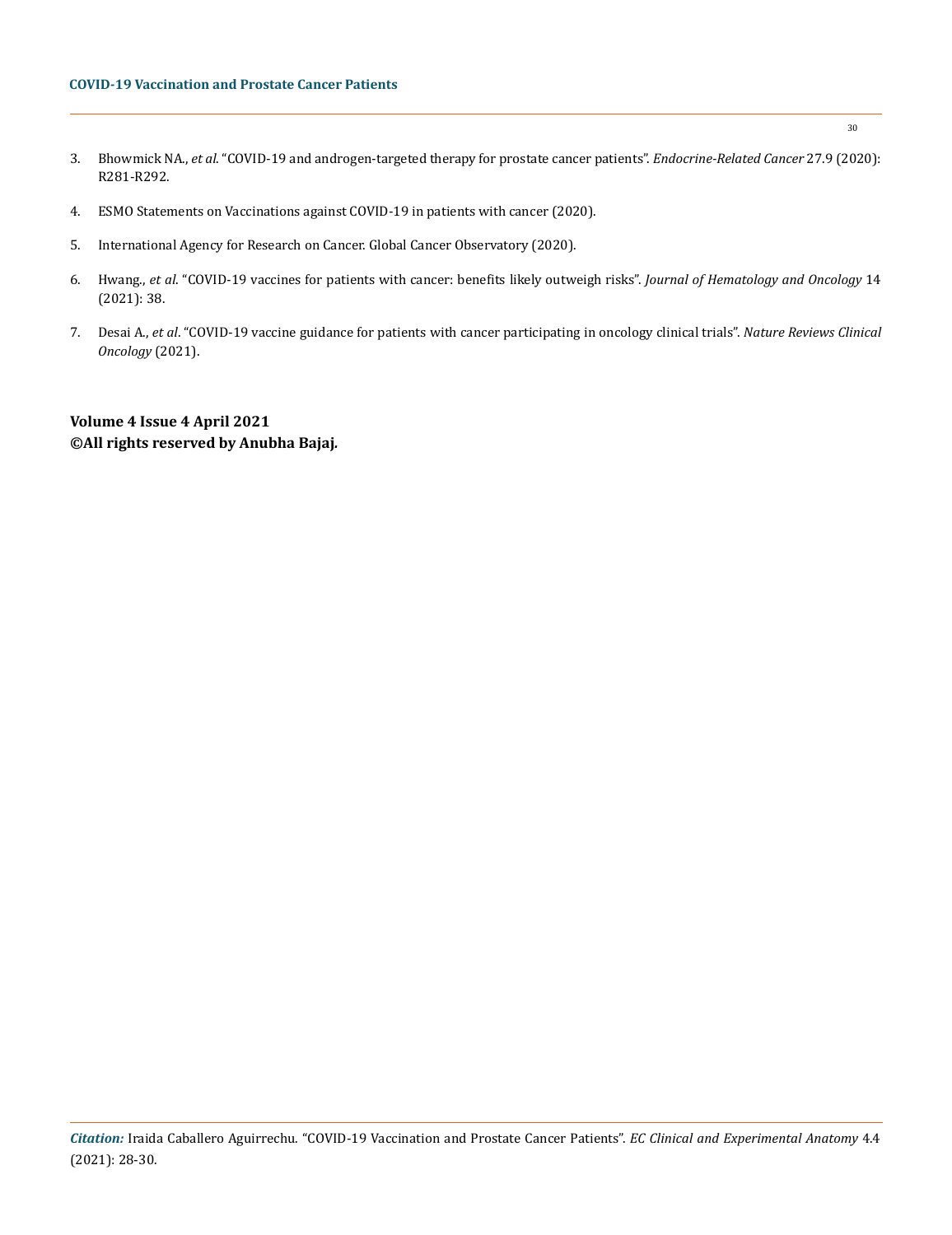3. Bhowmick NA., *et al*. "COVID-19 and androgen-targeted therapy for prostate cancer patients". *Endocrine-Related Cancer* 27.9 (2020): R281-R292.
4. ESMO Statements on Vaccinations against COVID-19 in patients with cancer (2020).
5. International Agency for Research on Cancer. Global Cancer Observatory (2020).
6. Hwang., *et al*. "COVID-19 vaccines for patients with cancer: benefits likely outweigh risks". *Journal of Hematology and Oncology* 14 (2021): 38.
7. Desai A., *et al*. "COVID-19 vaccine guidance for patients with cancer participating in oncology clinical trials". *Nature Reviews Clinical Oncology* (2021).

**Volume 4 Issue 4 April 2021**
**©All rights reserved by Anubha Bajaj.**